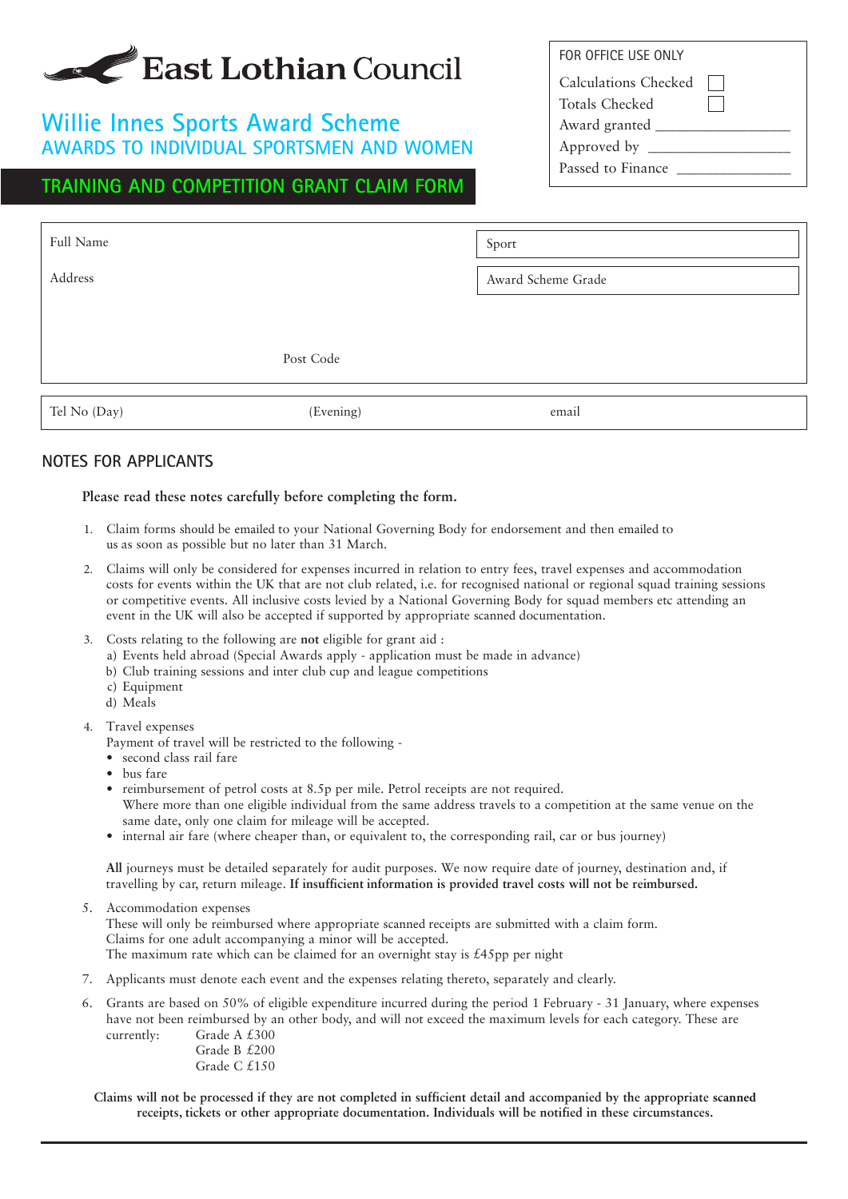East Lothian Council

# Willie Innes Sports Award Scheme

## AWARDS TO INDIVIDUAL SPORTSMEN AND WOMEN

## TRAINING AND COMPETITION GRANT CLAIM FORM

| FOR OFFICE USE ONLY | |
|---|---|
| Calculations Checked | ☐ |
| Totals Checked | ☐ |
| Award granted | ________________ |
| Approved by | ________________ |
| Passed to Finance | ________________ |

| | |
|---|---|
| Full Name | Sport |
| Address | Award Scheme Grade |
| Post Code | |

| Tel No (Day) | (Evening) | email |
|---|---|---|

## NOTES FOR APPLICANTS

**Please read these notes carefully before completing the form.**

1. Claim forms should be emailed to your National Governing Body for endorsement and then emailed to us as soon as possible but no later than 31 March.

2. Claims will only be considered for expenses incurred in relation to entry fees, travel expenses and accommodation costs for events within the UK that are not club related, i.e. for recognised national or regional squad training sessions or competitive events. All inclusive costs levied by a National Governing Body for squad members etc attending an event in the UK will also be accepted if supported by appropriate scanned documentation.

3. Costs relating to the following are **not** eligible for grant aid :
   a) Events held abroad (Special Awards apply - application must be made in advance)
   b) Club training sessions and inter club cup and league competitions
   c) Equipment
   d) Meals

4. Travel expenses
   Payment of travel will be restricted to the following -
   - second class rail fare
   - bus fare
   - reimbursement of petrol costs at 8.5p per mile. Petrol receipts are not required.
     Where more than one eligible individual from the same address travels to a competition at the same venue on the same date, only one claim for mileage will be accepted.
   - internal air fare (where cheaper than, or equivalent to, the corresponding rail, car or bus journey)

   **All** journeys must be detailed separately for audit purposes. We now require date of journey, destination and, if travelling by car, return mileage. **If insufficient information is provided travel costs will not be reimbursed.**

5. Accommodation expenses
   These will only be reimbursed where appropriate scanned receipts are submitted with a claim form.
   Claims for one adult accompanying a minor will be accepted.
   The maximum rate which can be claimed for an overnight stay is £45pp per night

7. Applicants must denote each event and the expenses relating thereto, separately and clearly.

6. Grants are based on 50% of eligible expenditure incurred during the period 1 February - 31 January, where expenses have not been reimbursed by an other body, and will not exceed the maximum levels for each category. These are currently:
   Grade A £300
   Grade B £200
   Grade C £150

**Claims will not be processed if they are not completed in sufficient detail and accompanied by the appropriate scanned receipts, tickets or other appropriate documentation. Individuals will be notified in these circumstances.**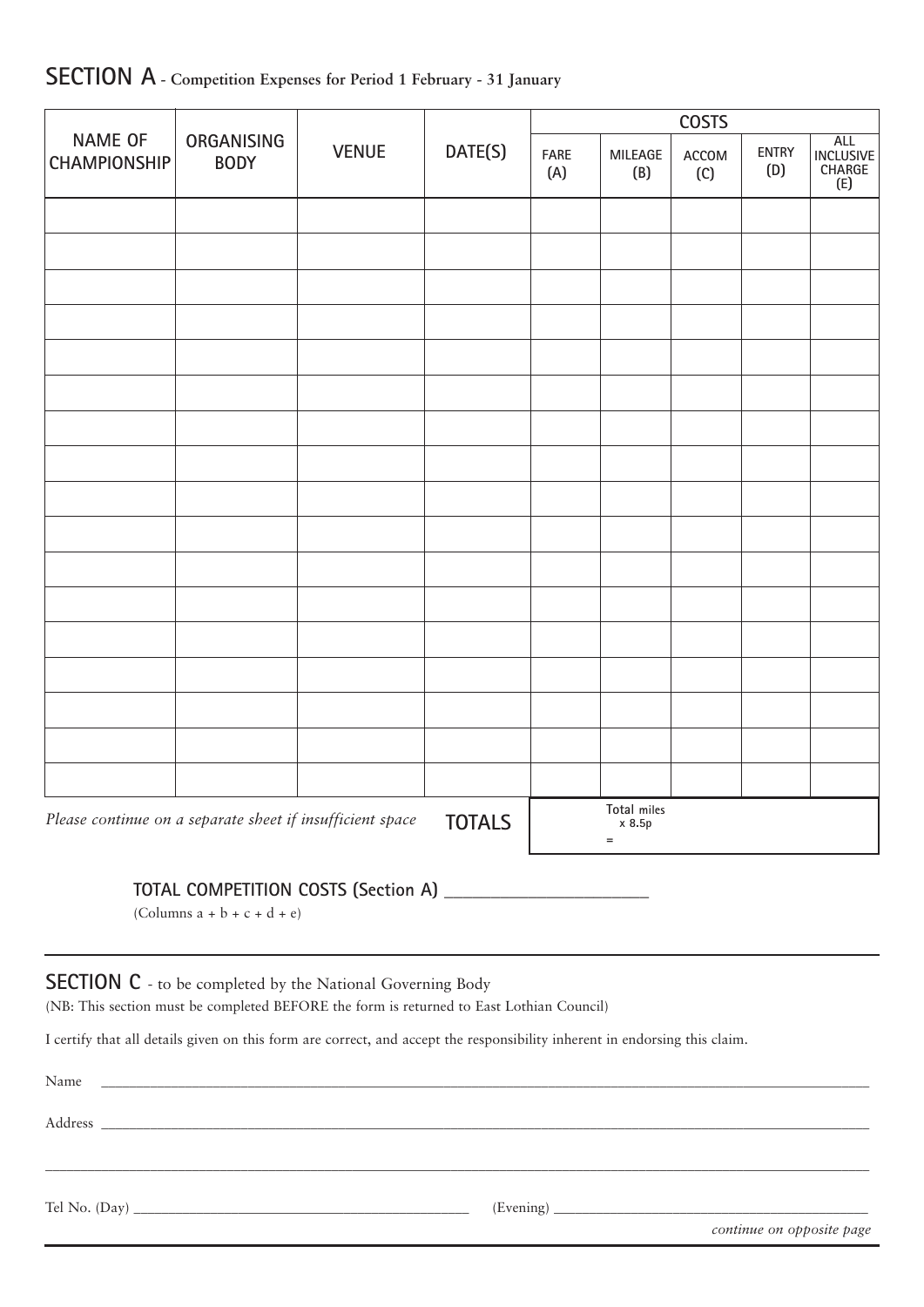## SECTION A - Competition Expenses for Period 1 February - 31 January

| NAME OF CHAMPIONSHIP | ORGANISING BODY | VENUE | DATE(S) | COSTS | | | | |
|---|---|---|---|---|---|---|---|---|
| | | | | FARE (A) | MILEAGE (B) | ACCOM (C) | ENTRY (D) | ALL INCLUSIVE CHARGE (E) |
| | | | | | | | | |
| | | | | | | | | |
| | | | | | | | | |
| | | | | | | | | |
| | | | | | | | | |
| | | | | | | | | |
| | | | | | | | | |
| | | | | | | | | |
| | | | | | | | | |
| | | | | | | | | |
| | | | | | | | | |
| | | | | | | | | |
| | | | | | | | | |
| | | | | | | | | |
| | | | | | | | | |
| | | | | | | | | |
| | | | | | | | | |
| *Please continue on a separate sheet if insufficient space* | | | **TOTALS** | | Total miles x 8.5p = | | | |

**TOTAL COMPETITION COSTS (Section A)** ______________________

(Columns a + b + c + d + e)

---

## SECTION C - to be completed by the National Governing Body

(NB: This section must be completed BEFORE the form is returned to East Lothian Council)

I certify that all details given on this form are correct, and accept the responsibility inherent in endorsing this claim.

Name ______________________________________________________________________

Address ____________________________________________________________________

____________________________________________________________________________

Tel No. (Day) ______________________________ (Evening) ______________________________

*continue on opposite page*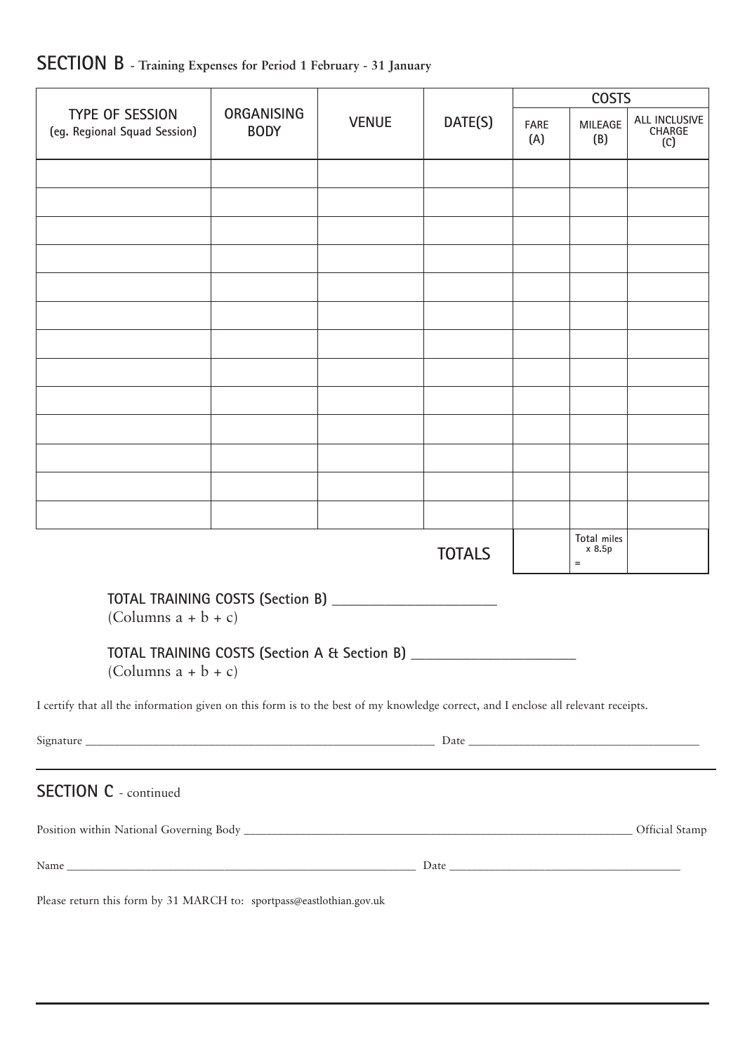## SECTION B - Training Expenses for Period 1 February - 31 January

| TYPE OF SESSION (eg. Regional Squad Session) | ORGANISING BODY | VENUE | DATE(S) | COSTS | | |
|---|---|---|---|---|---|---|
| | | | | FARE (A) | MILEAGE (B) | ALL INCLUSIVE CHARGE (C) |
| | | | | | | |
| | | | | | | |
| | | | | | | |
| | | | | | | |
| | | | | | | |
| | | | | | | |
| | | | | | | |
| | | | | | | |
| | | | | | | |
| | | | | | | |
| | | | | | | |
| | | | | | | |
| | | | | | | |
| | | | TOTALS | | Total miles x 8.5p = | |

**TOTAL TRAINING COSTS (Section B)** ______________________
(Columns a + b + c)

**TOTAL TRAINING COSTS (Section A & Section B)** ______________________
(Columns a + b + c)

I certify that all the information given on this form is to the best of my knowledge correct, and I enclose all relevant receipts.

Signature ____________________________________________ Date ______________________________

## SECTION C - continued

Position within National Governing Body ____________________________________________ Official Stamp

Name ____________________________________________ Date ______________________________

Please return this form by 31 MARCH to: sportpass@eastlothian.gov.uk